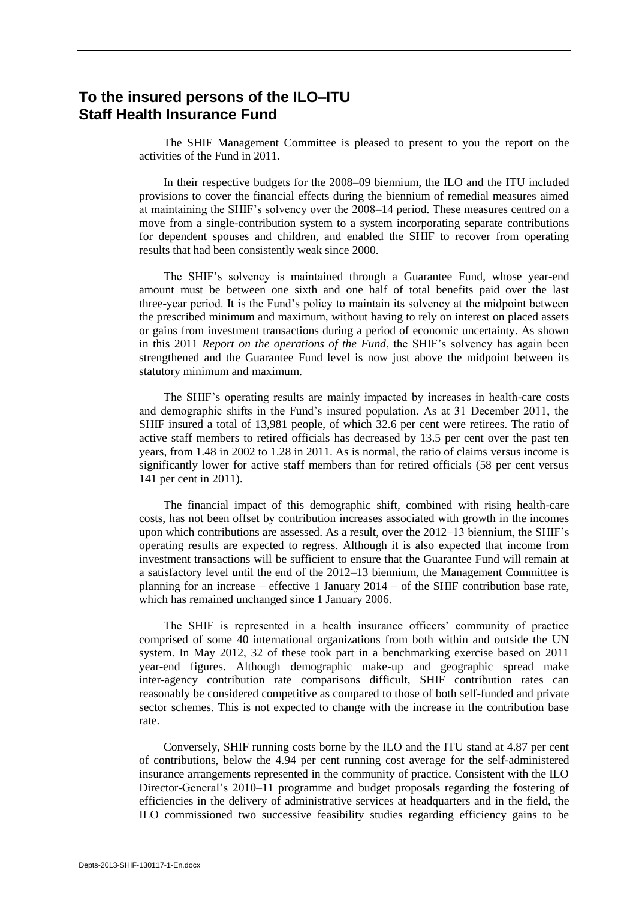## To the insured persons of the ILO–ITU Staff Health Insurance Fund

The SHIF Management Committee is pleased to present to you the report on the activities of the Fund in 2011.

In their respective budgets for the 2008–09 biennium, the ILO and the ITU included provisions to cover the financial effects during the biennium of remedial measures aimed at maintaining the SHIF's solvency over the 2008–14 period. These measures centred on a move from a single-contribution system to a system incorporating separate contributions for dependent spouses and children, and enabled the SHIF to recover from operating results that had been consistently weak since 2000.

The SHIF's solvency is maintained through a Guarantee Fund, whose year-end amount must be between one sixth and one half of total benefits paid over the last three-year period. It is the Fund's policy to maintain its solvency at the midpoint between the prescribed minimum and maximum, without having to rely on interest on placed assets or gains from investment transactions during a period of economic uncertainty. As shown in this 2011 *Report on the operations of the Fund*, the SHIF's solvency has again been strengthened and the Guarantee Fund level is now just above the midpoint between its statutory minimum and maximum.

The SHIF's operating results are mainly impacted by increases in health-care costs and demographic shifts in the Fund's insured population. As at 31 December 2011, the SHIF insured a total of 13,981 people, of which 32.6 per cent were retirees. The ratio of active staff members to retired officials has decreased by 13.5 per cent over the past ten years, from 1.48 in 2002 to 1.28 in 2011. As is normal, the ratio of claims versus income is significantly lower for active staff members than for retired officials (58 per cent versus 141 per cent in 2011).

The financial impact of this demographic shift, combined with rising health-care costs, has not been offset by contribution increases associated with growth in the incomes upon which contributions are assessed. As a result, over the 2012–13 biennium, the SHIF's operating results are expected to regress. Although it is also expected that income from investment transactions will be sufficient to ensure that the Guarantee Fund will remain at a satisfactory level until the end of the 2012–13 biennium, the Management Committee is planning for an increase – effective 1 January 2014 – of the SHIF contribution base rate, which has remained unchanged since 1 January 2006.

The SHIF is represented in a health insurance officers' community of practice comprised of some 40 international organizations from both within and outside the UN system. In May 2012, 32 of these took part in a benchmarking exercise based on 2011 year-end figures. Although demographic make-up and geographic spread make inter-agency contribution rate comparisons difficult, SHIF contribution rates can reasonably be considered competitive as compared to those of both self-funded and private sector schemes. This is not expected to change with the increase in the contribution base rate.

Conversely, SHIF running costs borne by the ILO and the ITU stand at 4.87 per cent of contributions, below the 4.94 per cent running cost average for the self-administered insurance arrangements represented in the community of practice. Consistent with the ILO Director-General's 2010–11 programme and budget proposals regarding the fostering of efficiencies in the delivery of administrative services at headquarters and in the field, the ILO commissioned two successive feasibility studies regarding efficiency gains to be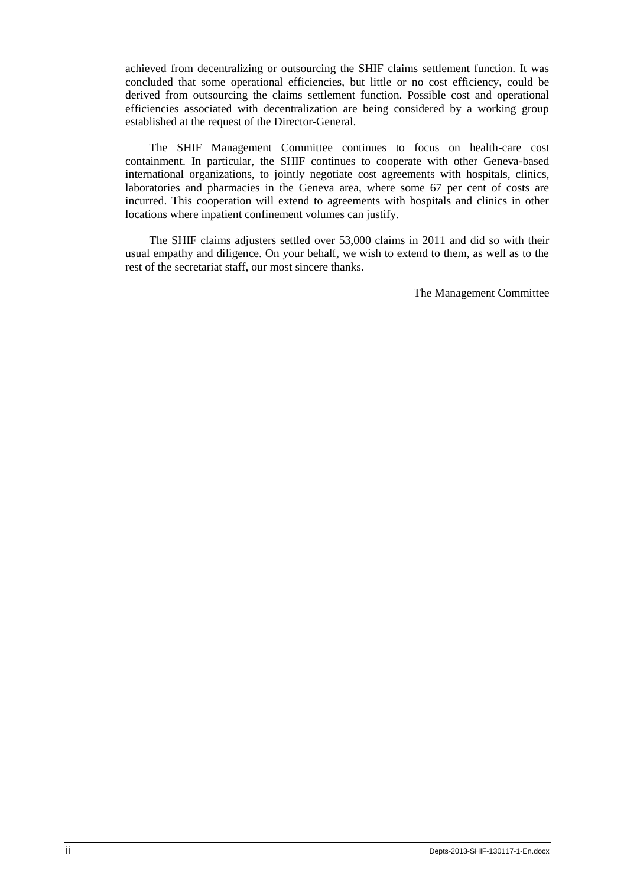achieved from decentralizing or outsourcing the SHIF claims settlement function. It was concluded that some operational efficiencies, but little or no cost efficiency, could be derived from outsourcing the claims settlement function. Possible cost and operational efficiencies associated with decentralization are being considered by a working group established at the request of the Director-General.

The SHIF Management Committee continues to focus on health-care cost containment. In particular, the SHIF continues to cooperate with other Geneva-based international organizations, to jointly negotiate cost agreements with hospitals, clinics, laboratories and pharmacies in the Geneva area, where some 67 per cent of costs are incurred. This cooperation will extend to agreements with hospitals and clinics in other locations where inpatient confinement volumes can justify.

The SHIF claims adjusters settled over 53,000 claims in 2011 and did so with their usual empathy and diligence. On your behalf, we wish to extend to them, as well as to the rest of the secretariat staff, our most sincere thanks.

The Management Committee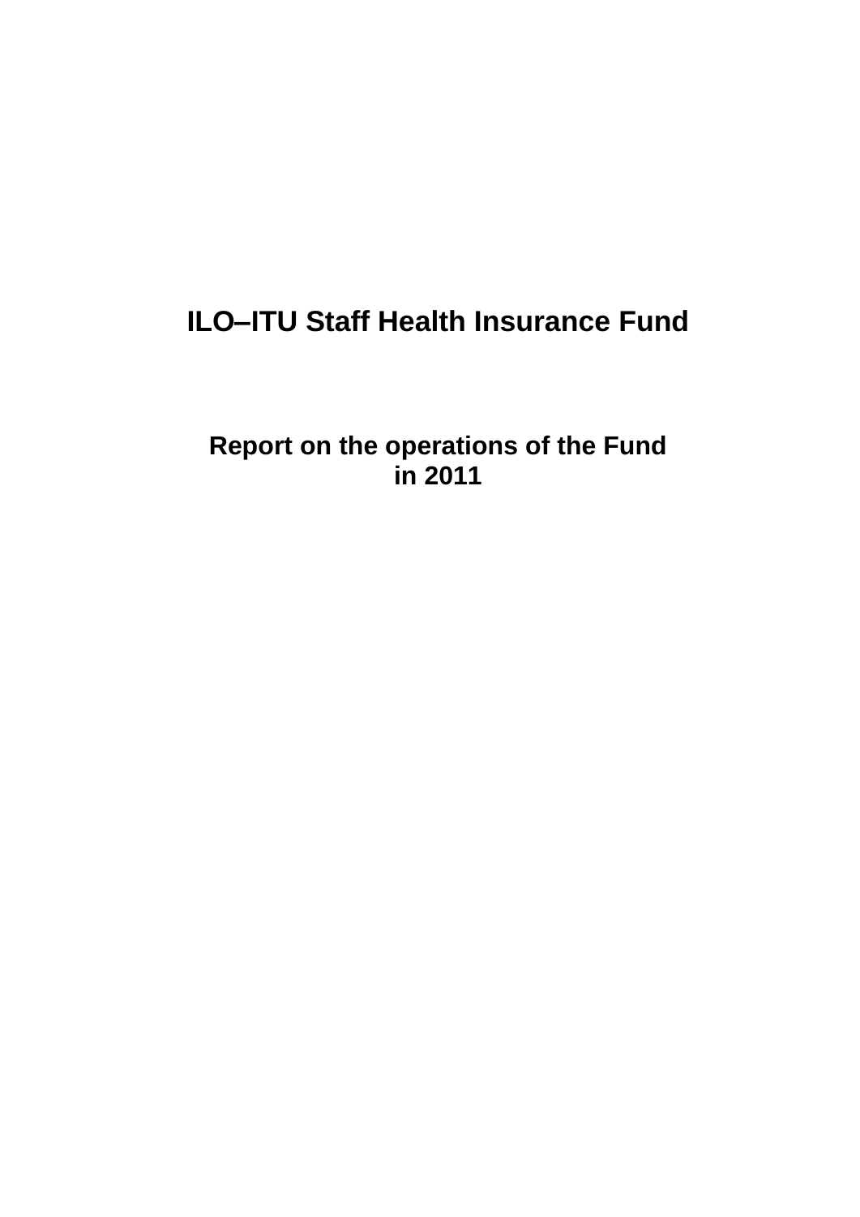# ILO–ITU Staff Health Insurance Fund

## Report on the operations of the Fund in 2011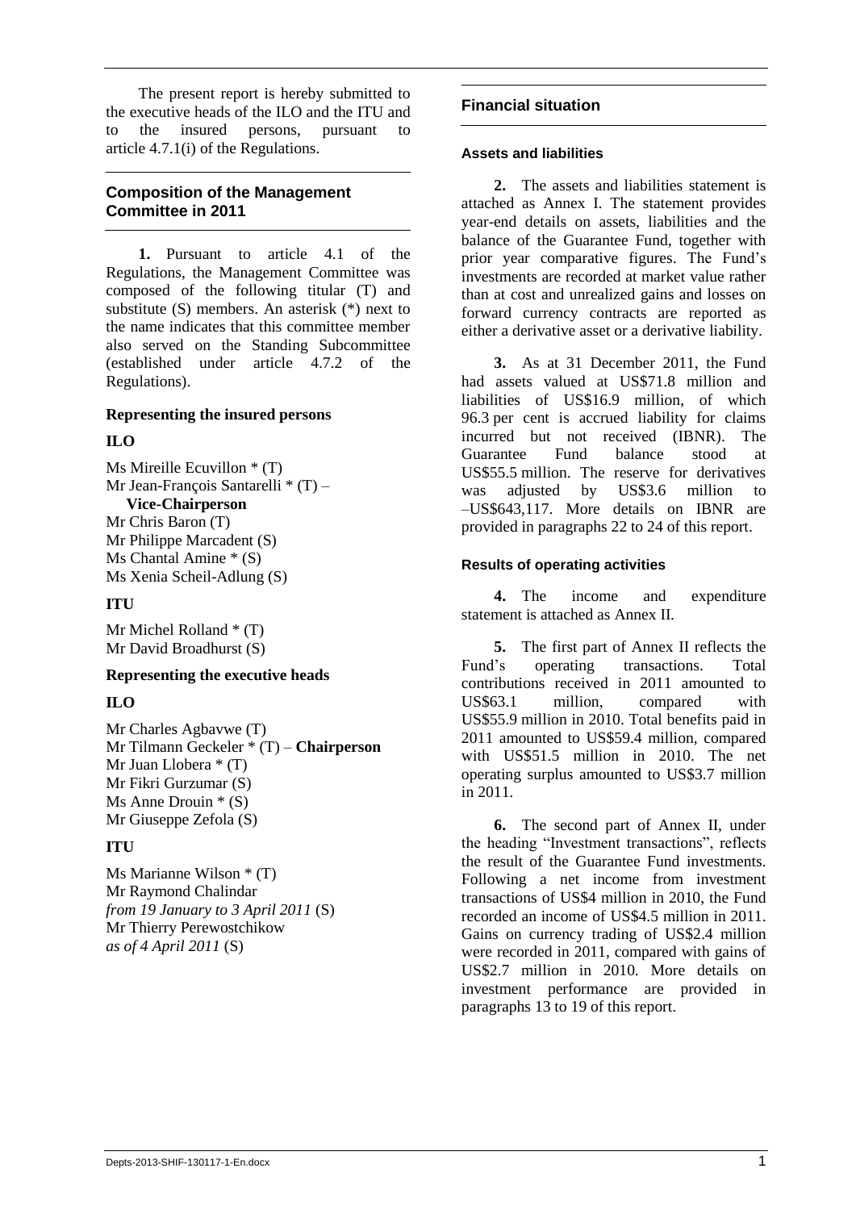The present report is hereby submitted to the executive heads of the ILO and the ITU and to the insured persons, pursuant to article 4.7.1(i) of the Regulations.

## Composition of the Management Committee in 2011

**1.** Pursuant to article 4.1 of the Regulations, the Management Committee was composed of the following titular (T) and substitute (S) members. An asterisk (*) next to the name indicates that this committee member also served on the Standing Subcommittee (established under article 4.7.2 of the Regulations).

**Representing the insured persons**

**ILO**

Ms Mireille Ecuvillon * (T)
Mr Jean-François Santarelli * (T) – **Vice-Chairperson**
Mr Chris Baron (T)
Mr Philippe Marcadent (S)
Ms Chantal Amine * (S)
Ms Xenia Scheil-Adlung (S)

**ITU**

Mr Michel Rolland * (T)
Mr David Broadhurst (S)

**Representing the executive heads**

**ILO**

Mr Charles Agbavwe (T)
Mr Tilmann Geckeler * (T) – **Chairperson**
Mr Juan Llobera * (T)
Mr Fikri Gurzumar (S)
Ms Anne Drouin * (S)
Mr Giuseppe Zefola (S)

**ITU**

Ms Marianne Wilson * (T)
Mr Raymond Chalindar *from 19 January to 3 April 2011* (S)
Mr Thierry Perewostchikow *as of 4 April 2011* (S)

## Financial situation

### Assets and liabilities

**2.** The assets and liabilities statement is attached as Annex I. The statement provides year-end details on assets, liabilities and the balance of the Guarantee Fund, together with prior year comparative figures. The Fund's investments are recorded at market value rather than at cost and unrealized gains and losses on forward currency contracts are reported as either a derivative asset or a derivative liability.

**3.** As at 31 December 2011, the Fund had assets valued at US$71.8 million and liabilities of US$16.9 million, of which 96.3 per cent is accrued liability for claims incurred but not received (IBNR). The Guarantee Fund balance stood at US$55.5 million. The reserve for derivatives was adjusted by US$3.6 million to –US$643,117. More details on IBNR are provided in paragraphs 22 to 24 of this report.

### Results of operating activities

**4.** The income and expenditure statement is attached as Annex II.

**5.** The first part of Annex II reflects the Fund's operating transactions. Total contributions received in 2011 amounted to US$63.1 million, compared with US$55.9 million in 2010. Total benefits paid in 2011 amounted to US$59.4 million, compared with US$51.5 million in 2010. The net operating surplus amounted to US$3.7 million in 2011.

**6.** The second part of Annex II, under the heading "Investment transactions", reflects the result of the Guarantee Fund investments. Following a net income from investment transactions of US$4 million in 2010, the Fund recorded an income of US$4.5 million in 2011. Gains on currency trading of US$2.4 million were recorded in 2011, compared with gains of US$2.7 million in 2010. More details on investment performance are provided in paragraphs 13 to 19 of this report.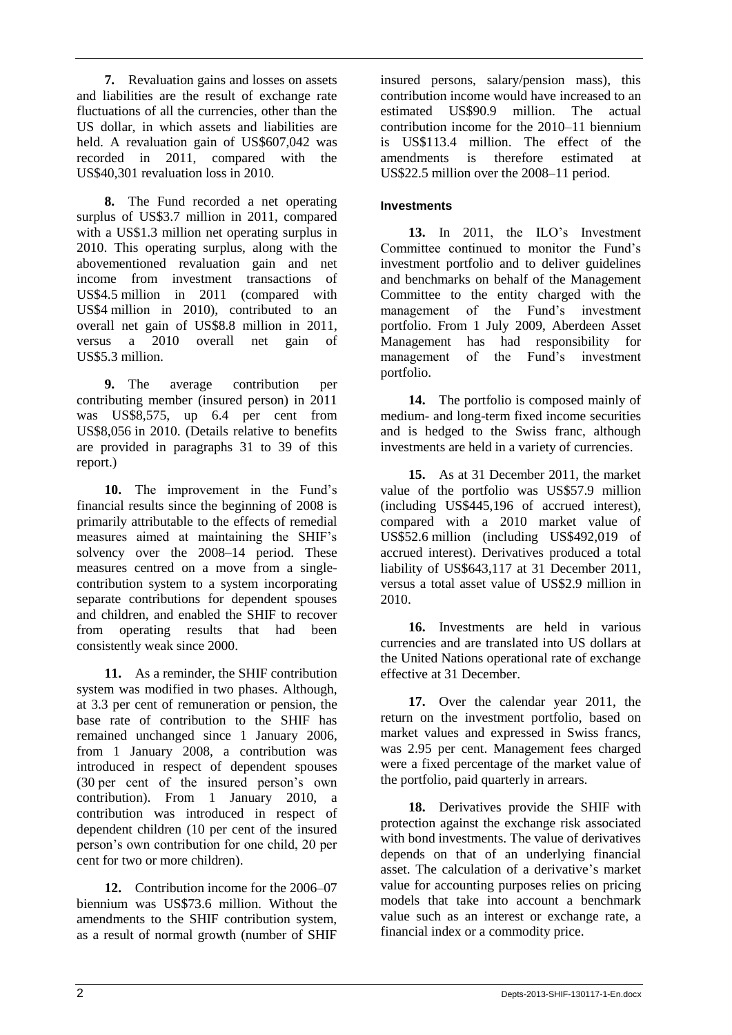**7.** Revaluation gains and losses on assets and liabilities are the result of exchange rate fluctuations of all the currencies, other than the US dollar, in which assets and liabilities are held. A revaluation gain of US$607,042 was recorded in 2011, compared with the US$40,301 revaluation loss in 2010.

**8.** The Fund recorded a net operating surplus of US$3.7 million in 2011, compared with a US$1.3 million net operating surplus in 2010. This operating surplus, along with the abovementioned revaluation gain and net income from investment transactions of US$4.5 million in 2011 (compared with US$4 million in 2010), contributed to an overall net gain of US$8.8 million in 2011, versus a 2010 overall net gain of US$5.3 million.

**9.** The average contribution per contributing member (insured person) in 2011 was US$8,575, up 6.4 per cent from US$8,056 in 2010. (Details relative to benefits are provided in paragraphs 31 to 39 of this report.)

**10.** The improvement in the Fund's financial results since the beginning of 2008 is primarily attributable to the effects of remedial measures aimed at maintaining the SHIF's solvency over the 2008–14 period. These measures centred on a move from a single-contribution system to a system incorporating separate contributions for dependent spouses and children, and enabled the SHIF to recover from operating results that had been consistently weak since 2000.

**11.** As a reminder, the SHIF contribution system was modified in two phases. Although, at 3.3 per cent of remuneration or pension, the base rate of contribution to the SHIF has remained unchanged since 1 January 2006, from 1 January 2008, a contribution was introduced in respect of dependent spouses (30 per cent of the insured person's own contribution). From 1 January 2010, a contribution was introduced in respect of dependent children (10 per cent of the insured person's own contribution for one child, 20 per cent for two or more children).

**12.** Contribution income for the 2006–07 biennium was US$73.6 million. Without the amendments to the SHIF contribution system, as a result of normal growth (number of SHIF insured persons, salary/pension mass), this contribution income would have increased to an estimated US$90.9 million. The actual contribution income for the 2010–11 biennium is US$113.4 million. The effect of the amendments is therefore estimated at US$22.5 million over the 2008–11 period.

#### Investments

**13.** In 2011, the ILO's Investment Committee continued to monitor the Fund's investment portfolio and to deliver guidelines and benchmarks on behalf of the Management Committee to the entity charged with the management of the Fund's investment portfolio. From 1 July 2009, Aberdeen Asset Management has had responsibility for management of the Fund's investment portfolio.

**14.** The portfolio is composed mainly of medium- and long-term fixed income securities and is hedged to the Swiss franc, although investments are held in a variety of currencies.

**15.** As at 31 December 2011, the market value of the portfolio was US$57.9 million (including US$445,196 of accrued interest), compared with a 2010 market value of US$52.6 million (including US$492,019 of accrued interest). Derivatives produced a total liability of US$643,117 at 31 December 2011, versus a total asset value of US$2.9 million in 2010.

**16.** Investments are held in various currencies and are translated into US dollars at the United Nations operational rate of exchange effective at 31 December.

**17.** Over the calendar year 2011, the return on the investment portfolio, based on market values and expressed in Swiss francs, was 2.95 per cent. Management fees charged were a fixed percentage of the market value of the portfolio, paid quarterly in arrears.

**18.** Derivatives provide the SHIF with protection against the exchange risk associated with bond investments. The value of derivatives depends on that of an underlying financial asset. The calculation of a derivative's market value for accounting purposes relies on pricing models that take into account a benchmark value such as an interest or exchange rate, a financial index or a commodity price.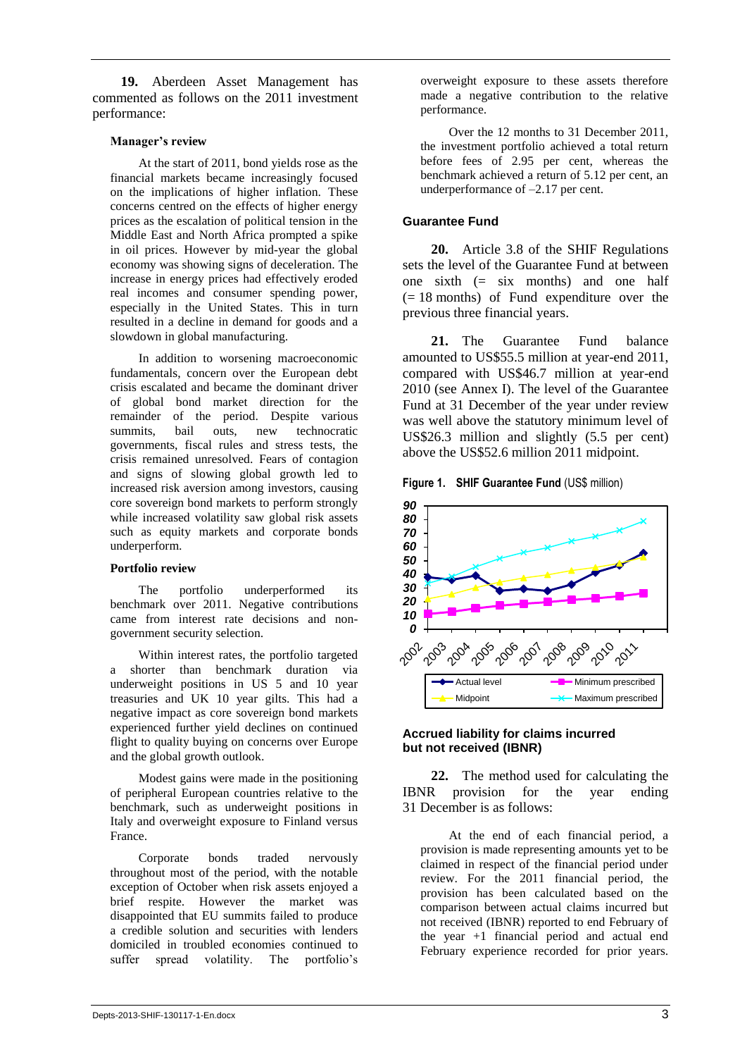**19.** Aberdeen Asset Management has commented as follows on the 2011 investment performance:

> **Manager's review**
>
> At the start of 2011, bond yields rose as the financial markets became increasingly focused on the implications of higher inflation. These concerns centred on the effects of higher energy prices as the escalation of political tension in the Middle East and North Africa prompted a spike in oil prices. However by mid-year the global economy was showing signs of deceleration. The increase in energy prices had effectively eroded real incomes and consumer spending power, especially in the United States. This in turn resulted in a decline in demand for goods and a slowdown in global manufacturing.
>
> In addition to worsening macroeconomic fundamentals, concern over the European debt crisis escalated and became the dominant driver of global bond market direction for the remainder of the period. Despite various summits, bail outs, new technocratic governments, fiscal rules and stress tests, the crisis remained unresolved. Fears of contagion and signs of slowing global growth led to increased risk aversion among investors, causing core sovereign bond markets to perform strongly while increased volatility saw global risk assets such as equity markets and corporate bonds underperform.
>
> **Portfolio review**
>
> The portfolio underperformed its benchmark over 2011. Negative contributions came from interest rate decisions and non-government security selection.
>
> Within interest rates, the portfolio targeted a shorter than benchmark duration via underweight positions in US 5 and 10 year treasuries and UK 10 year gilts. This had a negative impact as core sovereign bond markets experienced further yield declines on continued flight to quality buying on concerns over Europe and the global growth outlook.
>
> Modest gains were made in the positioning of peripheral European countries relative to the benchmark, such as underweight positions in Italy and overweight exposure to Finland versus France.
>
> Corporate bonds traded nervously throughout most of the period, with the notable exception of October when risk assets enjoyed a brief respite. However the market was disappointed that EU summits failed to produce a credible solution and securities with lenders domiciled in troubled economies continued to suffer spread volatility. The portfolio's overweight exposure to these assets therefore made a negative contribution to the relative performance.
>
> Over the 12 months to 31 December 2011, the investment portfolio achieved a total return before fees of 2.95 per cent, whereas the benchmark achieved a return of 5.12 per cent, an underperformance of –2.17 per cent.

## Guarantee Fund

**20.** Article 3.8 of the SHIF Regulations sets the level of the Guarantee Fund at between one sixth (= six months) and one half (= 18 months) of Fund expenditure over the previous three financial years.

**21.** The Guarantee Fund balance amounted to US$55.5 million at year-end 2011, compared with US$46.7 million at year-end 2010 (see Annex I). The level of the Guarantee Fund at 31 December of the year under review was well above the statutory minimum level of US$26.3 million and slightly (5.5 per cent) above the US$52.6 million 2011 midpoint.

**Figure 1. SHIF Guarantee Fund** (US$ million)

## Accrued liability for claims incurred but not received (IBNR)

**22.** The method used for calculating the IBNR provision for the year ending 31 December is as follows:

> At the end of each financial period, a provision is made representing amounts yet to be claimed in respect of the financial period under review. For the 2011 financial period, the provision has been calculated based on the comparison between actual claims incurred but not received (IBNR) reported to end February of the year +1 financial period and actual end February experience recorded for prior years.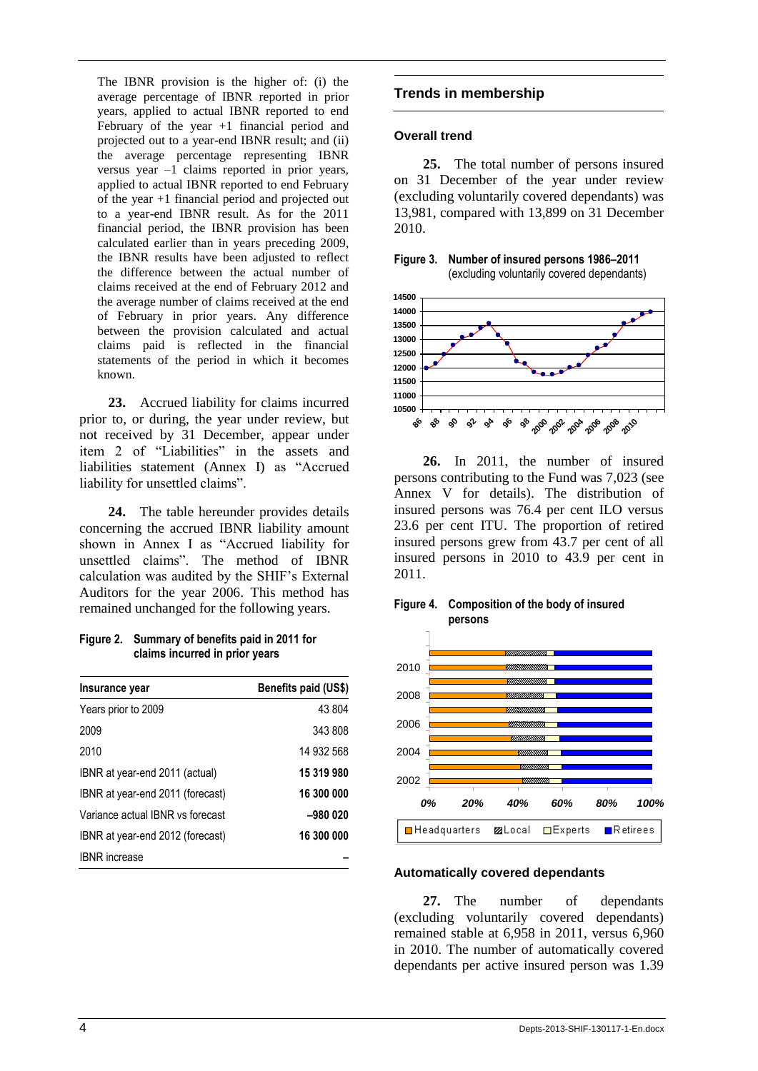The IBNR provision is the higher of: (i) the average percentage of IBNR reported in prior years, applied to actual IBNR reported to end February of the year +1 financial period and projected out to a year-end IBNR result; and (ii) the average percentage representing IBNR versus year –1 claims reported in prior years, applied to actual IBNR reported to end February of the year +1 financial period and projected out to a year-end IBNR result. As for the 2011 financial period, the IBNR provision has been calculated earlier than in years preceding 2009, the IBNR results have been adjusted to reflect the difference between the actual number of claims received at the end of February 2012 and the average number of claims received at the end of February in prior years. Any difference between the provision calculated and actual claims paid is reflected in the financial statements of the period in which it becomes known.

**23.** Accrued liability for claims incurred prior to, or during, the year under review, but not received by 31 December, appear under item 2 of "Liabilities" in the assets and liabilities statement (Annex I) as "Accrued liability for unsettled claims".

**24.** The table hereunder provides details concerning the accrued IBNR liability amount shown in Annex I as "Accrued liability for unsettled claims". The method of IBNR calculation was audited by the SHIF's External Auditors for the year 2006. This method has remained unchanged for the following years.

**Figure 2. Summary of benefits paid in 2011 for claims incurred in prior years**

| Insurance year | Benefits paid (US$) |
|---|---|
| Years prior to 2009 | 43 804 |
| 2009 | 343 808 |
| 2010 | 14 932 568 |
| IBNR at year-end 2011 (actual) | **15 319 980** |
| IBNR at year-end 2011 (forecast) | **16 300 000** |
| Variance actual IBNR vs forecast | **–980 020** |
| IBNR at year-end 2012 (forecast) | **16 300 000** |
| IBNR increase | **–** |

## Trends in membership

### Overall trend

**25.** The total number of persons insured on 31 December of the year under review (excluding voluntarily covered dependants) was 13,981, compared with 13,899 on 31 December 2010.

**Figure 3. Number of insured persons 1986–2011** (excluding voluntarily covered dependants)

**26.** In 2011, the number of insured persons contributing to the Fund was 7,023 (see Annex V for details). The distribution of insured persons was 76.4 per cent ILO versus 23.6 per cent ITU. The proportion of retired insured persons grew from 43.7 per cent of all insured persons in 2010 to 43.9 per cent in 2011.

**Figure 4. Composition of the body of insured persons**

### Automatically covered dependants

**27.** The number of dependants (excluding voluntarily covered dependants) remained stable at 6,958 in 2011, versus 6,960 in 2010. The number of automatically covered dependants per active insured person was 1.39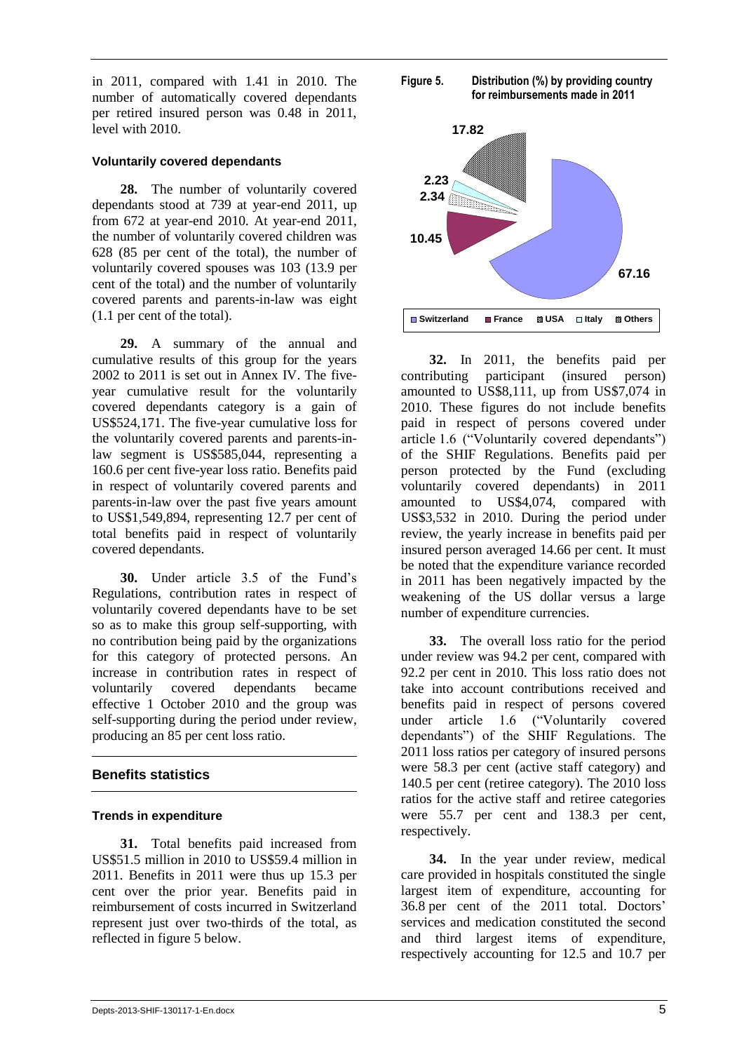in 2011, compared with 1.41 in 2010. The number of automatically covered dependants per retired insured person was 0.48 in 2011, level with 2010.

### Voluntarily covered dependants

**28.** The number of voluntarily covered dependants stood at 739 at year-end 2011, up from 672 at year-end 2010. At year-end 2011, the number of voluntarily covered children was 628 (85 per cent of the total), the number of voluntarily covered spouses was 103 (13.9 per cent of the total) and the number of voluntarily covered parents and parents-in-law was eight (1.1 per cent of the total).

**29.** A summary of the annual and cumulative results of this group for the years 2002 to 2011 is set out in Annex IV. The five-year cumulative result for the voluntarily covered dependants category is a gain of US$524,171. The five-year cumulative loss for the voluntarily covered parents and parents-in-law segment is US$585,044, representing a 160.6 per cent five-year loss ratio. Benefits paid in respect of voluntarily covered parents and parents-in-law over the past five years amount to US$1,549,894, representing 12.7 per cent of total benefits paid in respect of voluntarily covered dependants.

**30.** Under article 3.5 of the Fund's Regulations, contribution rates in respect of voluntarily covered dependants have to be set so as to make this group self-supporting, with no contribution being paid by the organizations for this category of protected persons. An increase in contribution rates in respect of voluntarily covered dependants became effective 1 October 2010 and the group was self-supporting during the period under review, producing an 85 per cent loss ratio.

## Benefits statistics

### Trends in expenditure

**31.** Total benefits paid increased from US$51.5 million in 2010 to US$59.4 million in 2011. Benefits in 2011 were thus up 15.3 per cent over the prior year. Benefits paid in reimbursement of costs incurred in Switzerland represent just over two-thirds of the total, as reflected in figure 5 below.

**Figure 5. Distribution (%) by providing country for reimbursements made in 2011**

| Switzerland | France | USA | Italy | Others |
|---|---|---|---|---|
| 67.16 | 10.45 | 2.34 | 2.23 | 17.82 |

**32.** In 2011, the benefits paid per contributing participant (insured person) amounted to US$8,111, up from US$7,074 in 2010. These figures do not include benefits paid in respect of persons covered under article 1.6 ("Voluntarily covered dependants") of the SHIF Regulations. Benefits paid per person protected by the Fund (excluding voluntarily covered dependants) in 2011 amounted to US$4,074, compared with US$3,532 in 2010. During the period under review, the yearly increase in benefits paid per insured person averaged 14.66 per cent. It must be noted that the expenditure variance recorded in 2011 has been negatively impacted by the weakening of the US dollar versus a large number of expenditure currencies.

**33.** The overall loss ratio for the period under review was 94.2 per cent, compared with 92.2 per cent in 2010. This loss ratio does not take into account contributions received and benefits paid in respect of persons covered under article 1.6 ("Voluntarily covered dependants") of the SHIF Regulations. The 2011 loss ratios per category of insured persons were 58.3 per cent (active staff category) and 140.5 per cent (retiree category). The 2010 loss ratios for the active staff and retiree categories were 55.7 per cent and 138.3 per cent, respectively.

**34.** In the year under review, medical care provided in hospitals constituted the single largest item of expenditure, accounting for 36.8 per cent of the 2011 total. Doctors' services and medication constituted the second and third largest items of expenditure, respectively accounting for 12.5 and 10.7 per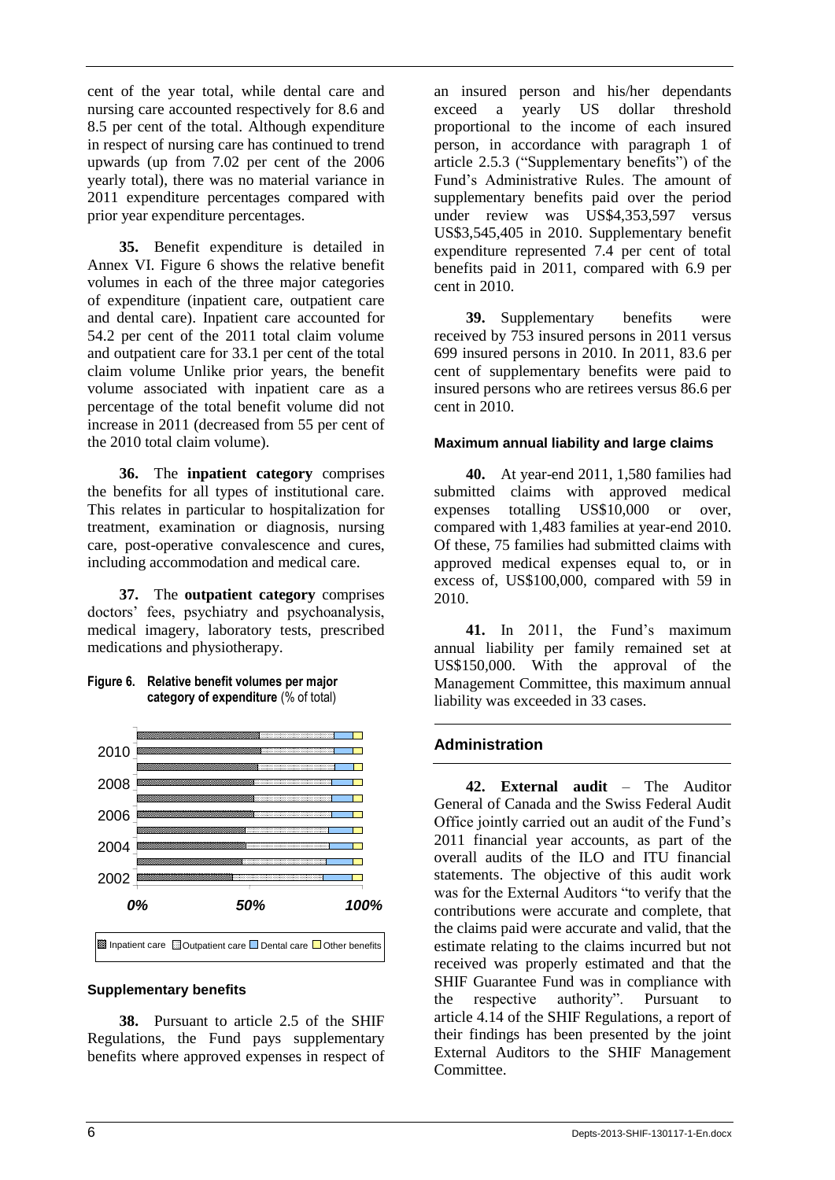cent of the year total, while dental care and nursing care accounted respectively for 8.6 and 8.5 per cent of the total. Although expenditure in respect of nursing care has continued to trend upwards (up from 7.02 per cent of the 2006 yearly total), there was no material variance in 2011 expenditure percentages compared with prior year expenditure percentages.

**35.** Benefit expenditure is detailed in Annex VI. Figure 6 shows the relative benefit volumes in each of the three major categories of expenditure (inpatient care, outpatient care and dental care). Inpatient care accounted for 54.2 per cent of the 2011 total claim volume and outpatient care for 33.1 per cent of the total claim volume Unlike prior years, the benefit volume associated with inpatient care as a percentage of the total benefit volume did not increase in 2011 (decreased from 55 per cent of the 2010 total claim volume).

**36.** The **inpatient category** comprises the benefits for all types of institutional care. This relates in particular to hospitalization for treatment, examination or diagnosis, nursing care, post-operative convalescence and cures, including accommodation and medical care.

**37.** The **outpatient category** comprises doctors' fees, psychiatry and psychoanalysis, medical imagery, laboratory tests, prescribed medications and physiotherapy.

**Figure 6. Relative benefit volumes per major category of expenditure** (% of total)

### Supplementary benefits

**38.** Pursuant to article 2.5 of the SHIF Regulations, the Fund pays supplementary benefits where approved expenses in respect of an insured person and his/her dependants exceed a yearly US dollar threshold proportional to the income of each insured person, in accordance with paragraph 1 of article 2.5.3 ("Supplementary benefits") of the Fund's Administrative Rules. The amount of supplementary benefits paid over the period under review was US$4,353,597 versus US$3,545,405 in 2010. Supplementary benefit expenditure represented 7.4 per cent of total benefits paid in 2011, compared with 6.9 per cent in 2010.

**39.** Supplementary benefits were received by 753 insured persons in 2011 versus 699 insured persons in 2010. In 2011, 83.6 per cent of supplementary benefits were paid to insured persons who are retirees versus 86.6 per cent in 2010.

### Maximum annual liability and large claims

**40.** At year-end 2011, 1,580 families had submitted claims with approved medical expenses totalling US$10,000 or over, compared with 1,483 families at year-end 2010. Of these, 75 families had submitted claims with approved medical expenses equal to, or in excess of, US$100,000, compared with 59 in 2010.

**41.** In 2011, the Fund's maximum annual liability per family remained set at US$150,000. With the approval of the Management Committee, this maximum annual liability was exceeded in 33 cases.

## Administration

**42. External audit** – The Auditor General of Canada and the Swiss Federal Audit Office jointly carried out an audit of the Fund's 2011 financial year accounts, as part of the overall audits of the ILO and ITU financial statements. The objective of this audit work was for the External Auditors "to verify that the contributions were accurate and complete, that the claims paid were accurate and valid, that the estimate relating to the claims incurred but not received was properly estimated and that the SHIF Guarantee Fund was in compliance with the respective authority". Pursuant to article 4.14 of the SHIF Regulations, a report of their findings has been presented by the joint External Auditors to the SHIF Management Committee.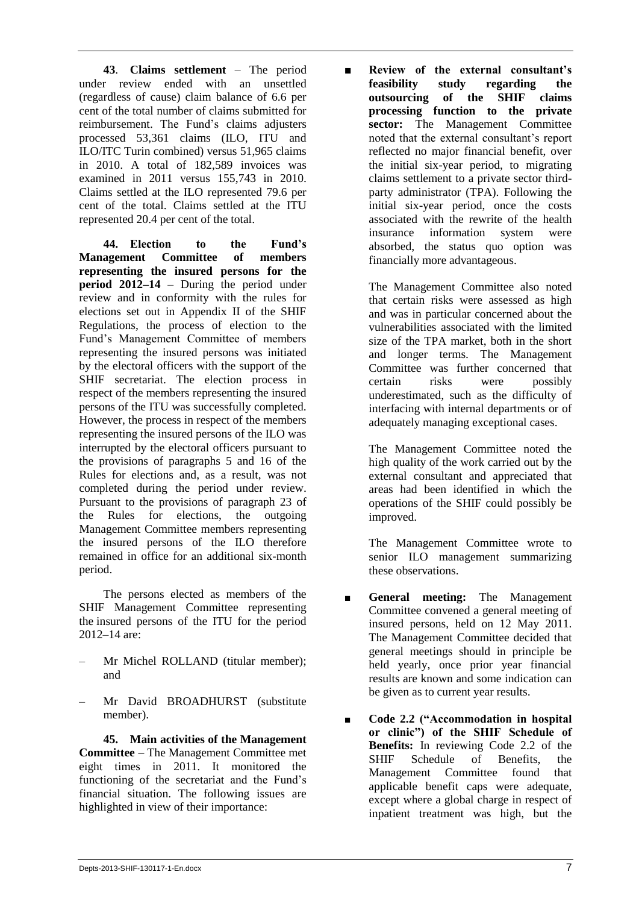**43**. **Claims settlement** – The period under review ended with an unsettled (regardless of cause) claim balance of 6.6 per cent of the total number of claims submitted for reimbursement. The Fund's claims adjusters processed 53,361 claims (ILO, ITU and ILO/ITC Turin combined) versus 51,965 claims in 2010. A total of 182,589 invoices was examined in 2011 versus 155,743 in 2010. Claims settled at the ILO represented 79.6 per cent of the total. Claims settled at the ITU represented 20.4 per cent of the total.

**44. Election to the Fund's Management Committee of members representing the insured persons for the period 2012–14** – During the period under review and in conformity with the rules for elections set out in Appendix II of the SHIF Regulations, the process of election to the Fund's Management Committee of members representing the insured persons was initiated by the electoral officers with the support of the SHIF secretariat. The election process in respect of the members representing the insured persons of the ITU was successfully completed. However, the process in respect of the members representing the insured persons of the ILO was interrupted by the electoral officers pursuant to the provisions of paragraphs 5 and 16 of the Rules for elections and, as a result, was not completed during the period under review. Pursuant to the provisions of paragraph 23 of the Rules for elections, the outgoing Management Committee members representing the insured persons of the ILO therefore remained in office for an additional six-month period.

The persons elected as members of the SHIF Management Committee representing the insured persons of the ITU for the period 2012–14 are:

– Mr Michel ROLLAND (titular member); and

– Mr David BROADHURST (substitute member).

**45. Main activities of the Management Committee** – The Management Committee met eight times in 2011. It monitored the functioning of the secretariat and the Fund's financial situation. The following issues are highlighted in view of their importance:

- **Review of the external consultant's feasibility study regarding the outsourcing of the SHIF claims processing function to the private sector:** The Management Committee noted that the external consultant's report reflected no major financial benefit, over the initial six-year period, to migrating claims settlement to a private sector third-party administrator (TPA). Following the initial six-year period, once the costs associated with the rewrite of the health insurance information system were absorbed, the status quo option was financially more advantageous.

  The Management Committee also noted that certain risks were assessed as high and was in particular concerned about the vulnerabilities associated with the limited size of the TPA market, both in the short and longer terms. The Management Committee was further concerned that certain risks were possibly underestimated, such as the difficulty of interfacing with internal departments or of adequately managing exceptional cases.

  The Management Committee noted the high quality of the work carried out by the external consultant and appreciated that areas had been identified in which the operations of the SHIF could possibly be improved.

  The Management Committee wrote to senior ILO management summarizing these observations.

- **General meeting:** The Management Committee convened a general meeting of insured persons, held on 12 May 2011. The Management Committee decided that general meetings should in principle be held yearly, once prior year financial results are known and some indication can be given as to current year results.

- **Code 2.2 ("Accommodation in hospital or clinic") of the SHIF Schedule of Benefits:** In reviewing Code 2.2 of the SHIF Schedule of Benefits, the Management Committee found that applicable benefit caps were adequate, except where a global charge in respect of inpatient treatment was high, but the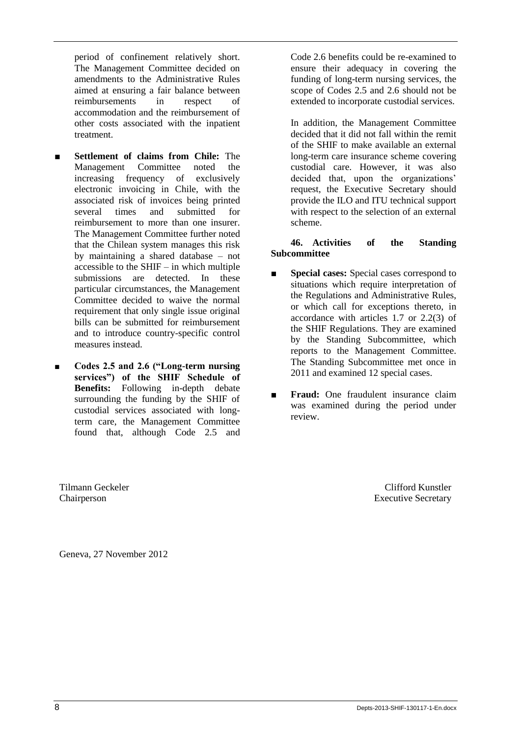period of confinement relatively short. The Management Committee decided on amendments to the Administrative Rules aimed at ensuring a fair balance between reimbursements in respect of accommodation and the reimbursement of other costs associated with the inpatient treatment.

- **Settlement of claims from Chile:** The Management Committee noted the increasing frequency of exclusively electronic invoicing in Chile, with the associated risk of invoices being printed several times and submitted for reimbursement to more than one insurer. The Management Committee further noted that the Chilean system manages this risk by maintaining a shared database – not accessible to the SHIF – in which multiple submissions are detected. In these particular circumstances, the Management Committee decided to waive the normal requirement that only single issue original bills can be submitted for reimbursement and to introduce country-specific control measures instead.

- **Codes 2.5 and 2.6 ("Long-term nursing services") of the SHIF Schedule of Benefits:** Following in-depth debate surrounding the funding by the SHIF of custodial services associated with long-term care, the Management Committee found that, although Code 2.5 and Code 2.6 benefits could be re-examined to ensure their adequacy in covering the funding of long-term nursing services, the scope of Codes 2.5 and 2.6 should not be extended to incorporate custodial services.

  In addition, the Management Committee decided that it did not fall within the remit of the SHIF to make available an external long-term care insurance scheme covering custodial care. However, it was also decided that, upon the organizations' request, the Executive Secretary should provide the ILO and ITU technical support with respect to the selection of an external scheme.

**46. Activities of the Standing Subcommittee**

- **Special cases:** Special cases correspond to situations which require interpretation of the Regulations and Administrative Rules, or which call for exceptions thereto, in accordance with articles 1.7 or 2.2(3) of the SHIF Regulations. They are examined by the Standing Subcommittee, which reports to the Management Committee. The Standing Subcommittee met once in 2011 and examined 12 special cases.

- **Fraud:** One fraudulent insurance claim was examined during the period under review.

Tilmann Geckeler
Chairperson

Clifford Kunstler
Executive Secretary

Geneva, 27 November 2012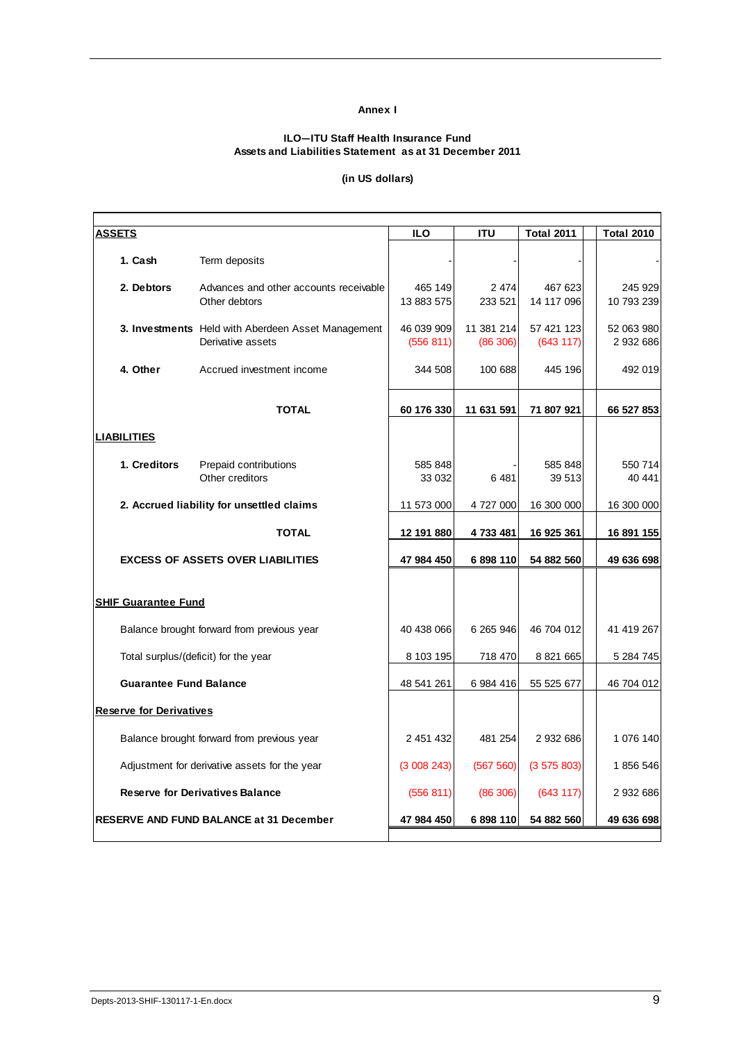**Annex I**

**ILO—ITU Staff Health Insurance Fund**
**Assets and Liabilities Statement as at 31 December 2011**

**(in US dollars)**

| **ASSETS** | | **ILO** | **ITU** | **Total 2011** | **Total 2010** |
|---|---|---|---|---|---|
| **1. Cash** | Term deposits | - | - | - | - |
| **2. Debtors** | Advances and other accounts receivable | 465 149 | 2 474 | 467 623 | 245 929 |
| | Other debtors | 13 883 575 | 233 521 | 14 117 096 | 10 793 239 |
| **3. Investments** | Held with Aberdeen Asset Management | 46 039 909 | 11 381 214 | 57 421 123 | 52 063 980 |
| | Derivative assets | (556 811) | (86 306) | (643 117) | 2 932 686 |
| **4. Other** | Accrued investment income | 344 508 | 100 688 | 445 196 | 492 019 |
| | **TOTAL** | **60 176 330** | **11 631 591** | **71 807 921** | **66 527 853** |
| **LIABILITIES** | | | | | |
| **1. Creditors** | Prepaid contributions | 585 848 | - | 585 848 | 550 714 |
| | Other creditors | 33 032 | 6 481 | 39 513 | 40 441 |
| **2. Accrued liability for unsettled claims** | | 11 573 000 | 4 727 000 | 16 300 000 | 16 300 000 |
| | **TOTAL** | **12 191 880** | **4 733 481** | **16 925 361** | **16 891 155** |
| **EXCESS OF ASSETS OVER LIABILITIES** | | **47 984 450** | **6 898 110** | **54 882 560** | **49 636 698** |
| **SHIF Guarantee Fund** | | | | | |
| Balance brought forward from previous year | | 40 438 066 | 6 265 946 | 46 704 012 | 41 419 267 |
| Total surplus/(deficit) for the year | | 8 103 195 | 718 470 | 8 821 665 | 5 284 745 |
| **Guarantee Fund Balance** | | 48 541 261 | 6 984 416 | 55 525 677 | 46 704 012 |
| **Reserve for Derivatives** | | | | | |
| Balance brought forward from previous year | | 2 451 432 | 481 254 | 2 932 686 | 1 076 140 |
| Adjustment for derivative assets for the year | | (3 008 243) | (567 560) | (3 575 803) | 1 856 546 |
| **Reserve for Derivatives Balance** | | (556 811) | (86 306) | (643 117) | 2 932 686 |
| **RESERVE AND FUND BALANCE at 31 December** | | **47 984 450** | **6 898 110** | **54 882 560** | **49 636 698** |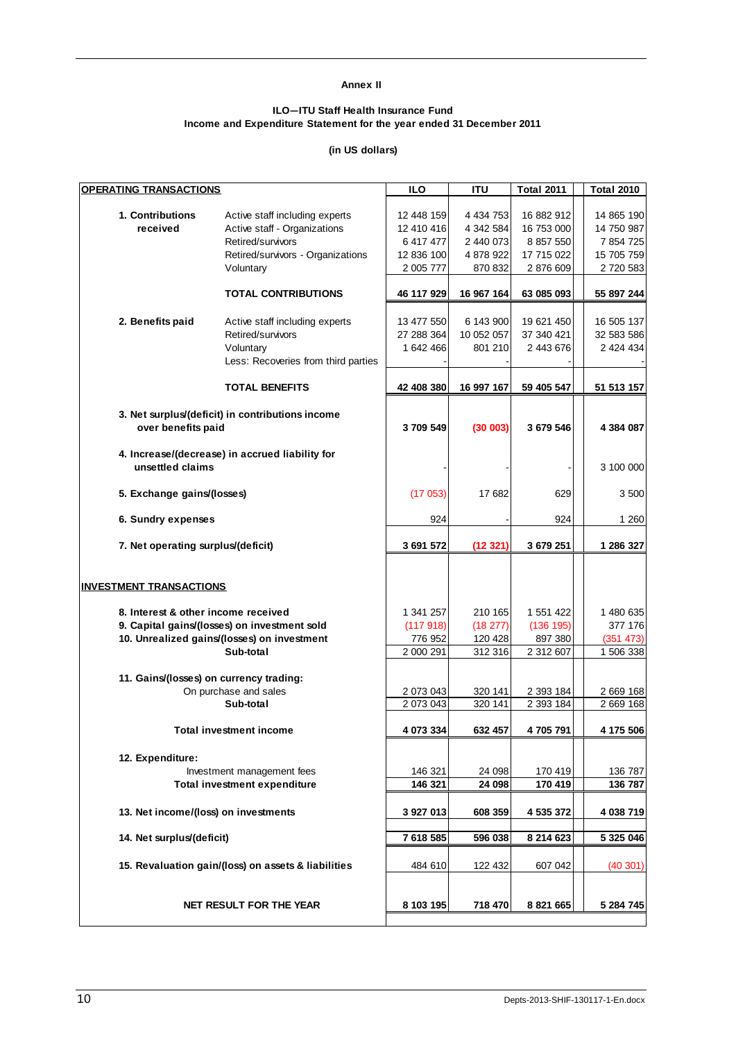**Annex II**

**ILO—ITU Staff Health Insurance Fund**
**Income and Expenditure Statement for the year ended 31 December 2011**

**(in US dollars)**

| OPERATING TRANSACTIONS | | ILO | ITU | Total 2011 | Total 2010 |
|---|---|---|---|---|---|
| **1. Contributions received** | Active staff including experts | 12 448 159 | 4 434 753 | 16 882 912 | 14 865 190 |
| | Active staff - Organizations | 12 410 416 | 4 342 584 | 16 753 000 | 14 750 987 |
| | Retired/survivors | 6 417 477 | 2 440 073 | 8 857 550 | 7 854 725 |
| | Retired/survivors - Organizations | 12 836 100 | 4 878 922 | 17 715 022 | 15 705 759 |
| | Voluntary | 2 005 777 | 870 832 | 2 876 609 | 2 720 583 |
| | **TOTAL CONTRIBUTIONS** | **46 117 929** | **16 967 164** | **63 085 093** | **55 897 244** |
| **2. Benefits paid** | Active staff including experts | 13 477 550 | 6 143 900 | 19 621 450 | 16 505 137 |
| | Retired/survivors | 27 288 364 | 10 052 057 | 37 340 421 | 32 583 586 |
| | Voluntary | 1 642 466 | 801 210 | 2 443 676 | 2 424 434 |
| | Less: Recoveries from third parties | - | - | - | - |
| | **TOTAL BENEFITS** | **42 408 380** | **16 997 167** | **59 405 547** | **51 513 157** |
| **3. Net surplus/(deficit) in contributions income over benefits paid** | | **3 709 549** | **(30 003)** | **3 679 546** | **4 384 087** |
| **4. Increase/(decrease) in accrued liability for unsettled claims** | | - | - | - | 3 100 000 |
| **5. Exchange gains/(losses)** | | (17 053) | 17 682 | 629 | 3 500 |
| **6. Sundry expenses** | | 924 | - | 924 | 1 260 |
| **7. Net operating surplus/(deficit)** | | **3 691 572** | **(12 321)** | **3 679 251** | **1 286 327** |
| **INVESTMENT TRANSACTIONS** | | | | | |
| **8. Interest & other income received** | | 1 341 257 | 210 165 | 1 551 422 | 1 480 635 |
| **9. Capital gains/(losses) on investment sold** | | (117 918) | (18 277) | (136 195) | 377 176 |
| **10. Unrealized gains/(losses) on investment** | | 776 952 | 120 428 | 897 380 | (351 473) |
| **Sub-total** | | 2 000 291 | 312 316 | 2 312 607 | 1 506 338 |
| **11. Gains/(losses) on currency trading:** | | | | | |
| On purchase and sales | | 2 073 043 | 320 141 | 2 393 184 | 2 669 168 |
| **Sub-total** | | 2 073 043 | 320 141 | 2 393 184 | 2 669 168 |
| **Total investment income** | | **4 073 334** | **632 457** | **4 705 791** | **4 175 506** |
| **12. Expenditure:** | | | | | |
| Investment management fees | | 146 321 | 24 098 | 170 419 | 136 787 |
| **Total investment expenditure** | | **146 321** | **24 098** | **170 419** | **136 787** |
| **13. Net income/(loss) on investments** | | **3 927 013** | **608 359** | **4 535 372** | **4 038 719** |
| **14. Net surplus/(deficit)** | | **7 618 585** | **596 038** | **8 214 623** | **5 325 046** |
| **15. Revaluation gain/(loss) on assets & liabilities** | | 484 610 | 122 432 | 607 042 | (40 301) |
| **NET RESULT FOR THE YEAR** | | **8 103 195** | **718 470** | **8 821 665** | **5 284 745** |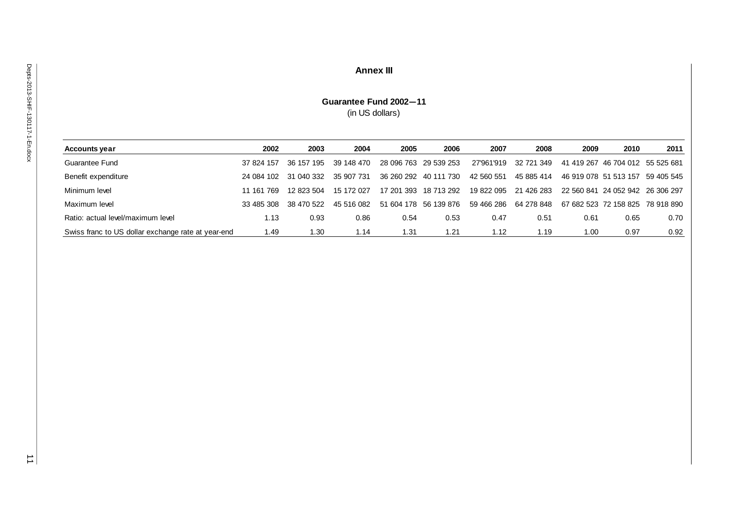## Annex III

### Guarantee Fund 2002–11

(in US dollars)

| Accounts year | 2002 | 2003 | 2004 | 2005 | 2006 | 2007 | 2008 | 2009 | 2010 | 2011 |
|---|---|---|---|---|---|---|---|---|---|---|
| Guarantee Fund | 37 824 157 | 36 157 195 | 39 148 470 | 28 096 763 | 29 539 253 | 27'961'919 | 32 721 349 | 41 419 267 | 46 704 012 | 55 525 681 |
| Benefit expenditure | 24 084 102 | 31 040 332 | 35 907 731 | 36 260 292 | 40 111 730 | 42 560 551 | 45 885 414 | 46 919 078 | 51 513 157 | 59 405 545 |
| Minimum level | 11 161 769 | 12 823 504 | 15 172 027 | 17 201 393 | 18 713 292 | 19 822 095 | 21 426 283 | 22 560 841 | 24 052 942 | 26 306 297 |
| Maximum level | 33 485 308 | 38 470 522 | 45 516 082 | 51 604 178 | 56 139 876 | 59 466 286 | 64 278 848 | 67 682 523 | 72 158 825 | 78 918 890 |
| Ratio: actual level/maximum level | 1.13 | 0.93 | 0.86 | 0.54 | 0.53 | 0.47 | 0.51 | 0.61 | 0.65 | 0.70 |
| Swiss franc to US dollar exchange rate at year-end | 1.49 | 1.30 | 1.14 | 1.31 | 1.21 | 1.12 | 1.19 | 1.00 | 0.97 | 0.92 |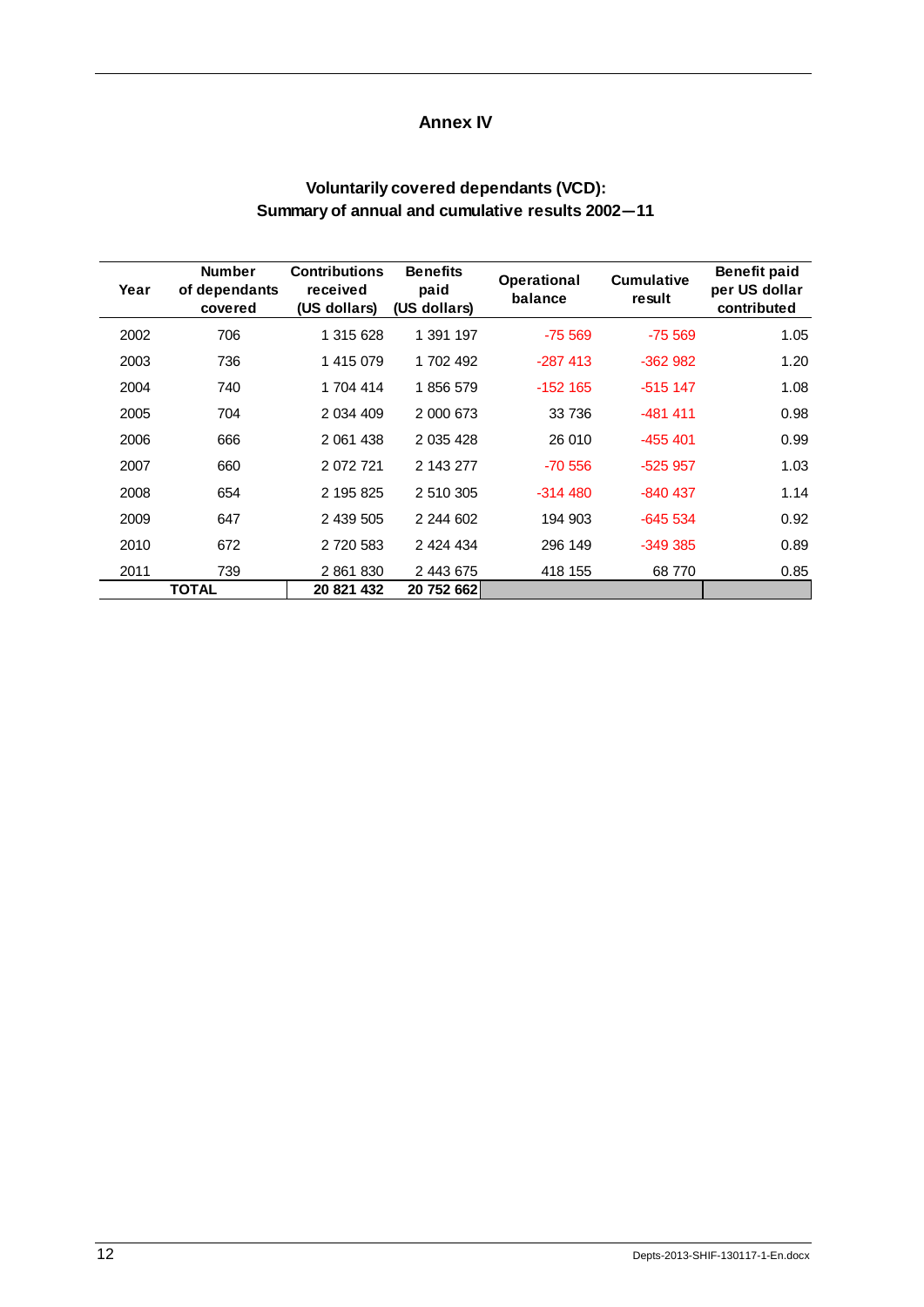# Annex IV

## Voluntarily covered dependants (VCD): Summary of annual and cumulative results 2002—11

| Year | Number of dependants covered | Contributions received (US dollars) | Benefits paid (US dollars) | Operational balance | Cumulative result | Benefit paid per US dollar contributed |
|---|---|---|---|---|---|---|
| 2002 | 706 | 1 315 628 | 1 391 197 | -75 569 | -75 569 | 1.05 |
| 2003 | 736 | 1 415 079 | 1 702 492 | -287 413 | -362 982 | 1.20 |
| 2004 | 740 | 1 704 414 | 1 856 579 | -152 165 | -515 147 | 1.08 |
| 2005 | 704 | 2 034 409 | 2 000 673 | 33 736 | -481 411 | 0.98 |
| 2006 | 666 | 2 061 438 | 2 035 428 | 26 010 | -455 401 | 0.99 |
| 2007 | 660 | 2 072 721 | 2 143 277 | -70 556 | -525 957 | 1.03 |
| 2008 | 654 | 2 195 825 | 2 510 305 | -314 480 | -840 437 | 1.14 |
| 2009 | 647 | 2 439 505 | 2 244 602 | 194 903 | -645 534 | 0.92 |
| 2010 | 672 | 2 720 583 | 2 424 434 | 296 149 | -349 385 | 0.89 |
| 2011 | 739 | 2 861 830 | 2 443 675 | 418 155 | 68 770 | 0.85 |
| **TOTAL** | | **20 821 432** | **20 752 662** | | | |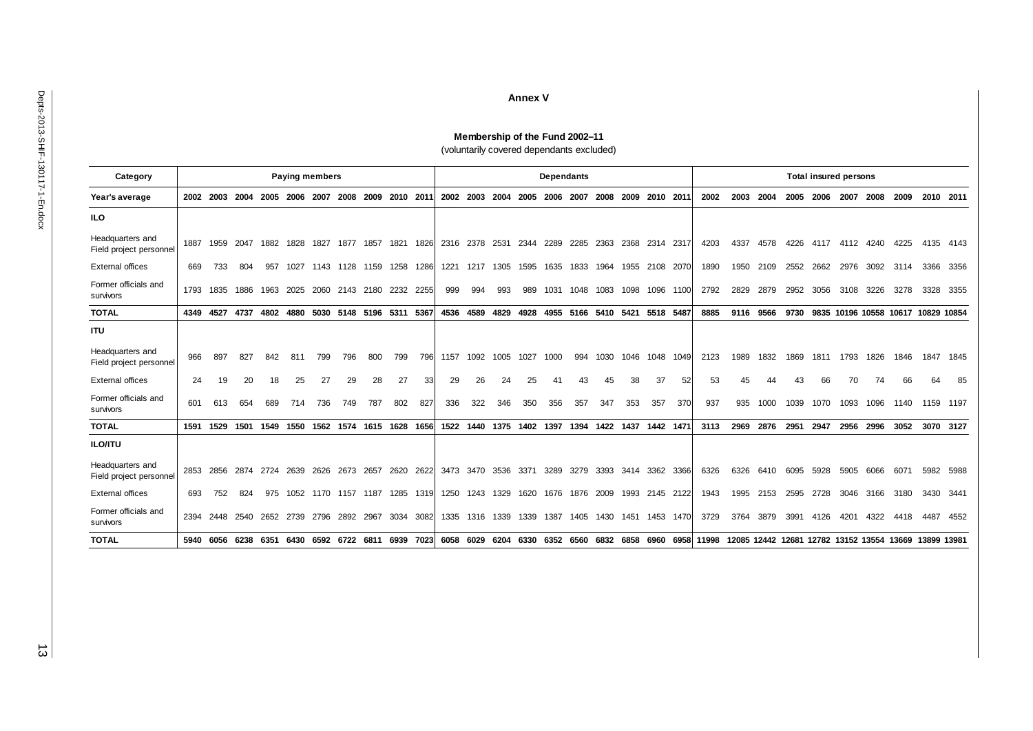## Annex V

### Membership of the Fund 2002–11

(voluntarily covered dependants excluded)

| Category | Paying members | | | | | | | | | | Dependants | | | | | | | | | | Total insured persons | | | | | | | | | |
|---|---|---|---|---|---|---|---|---|---|---|---|---|---|---|---|---|---|---|---|---|---|---|---|---|---|---|---|---|---|---|
| **Year's average** | **2002** | **2003** | **2004** | **2005** | **2006** | **2007** | **2008** | **2009** | **2010** | **2011** | **2002** | **2003** | **2004** | **2005** | **2006** | **2007** | **2008** | **2009** | **2010** | **2011** | **2002** | **2003** | **2004** | **2005** | **2006** | **2007** | **2008** | **2009** | **2010** | **2011** |
| **ILO** | | | | | | | | | | | | | | | | | | | | | | | | | | | | | | |
| Headquarters and Field project personnel | 1887 | 1959 | 2047 | 1882 | 1828 | 1827 | 1877 | 1857 | 1821 | 1826 | 2316 | 2378 | 2531 | 2344 | 2289 | 2285 | 2363 | 2368 | 2314 | 2317 | 4203 | 4337 | 4578 | 4226 | 4117 | 4112 | 4240 | 4225 | 4135 | 4143 |
| External offices | 669 | 733 | 804 | 957 | 1027 | 1143 | 1128 | 1159 | 1258 | 1286 | 1221 | 1217 | 1305 | 1595 | 1635 | 1833 | 1964 | 1955 | 2108 | 2070 | 1890 | 1950 | 2109 | 2552 | 2662 | 2976 | 3092 | 3114 | 3366 | 3356 |
| Former officials and survivors | 1793 | 1835 | 1886 | 1963 | 2025 | 2060 | 2143 | 2180 | 2232 | 2255 | 999 | 994 | 993 | 989 | 1031 | 1048 | 1083 | 1098 | 1096 | 1100 | 2792 | 2829 | 2879 | 2952 | 3056 | 3108 | 3226 | 3278 | 3328 | 3355 |
| **TOTAL** | **4349** | **4527** | **4737** | **4802** | **4880** | **5030** | **5148** | **5196** | **5311** | **5367** | **4536** | **4589** | **4829** | **4928** | **4955** | **5166** | **5410** | **5421** | **5518** | **5487** | **8885** | **9116** | **9566** | **9730** | **9835** | **10196** | **10558** | **10617** | **10829** | **10854** |
| **ITU** | | | | | | | | | | | | | | | | | | | | | | | | | | | | | | |
| Headquarters and Field project personnel | 966 | 897 | 827 | 842 | 811 | 799 | 796 | 800 | 799 | 796 | 1157 | 1092 | 1005 | 1027 | 1000 | 994 | 1030 | 1046 | 1048 | 1049 | 2123 | 1989 | 1832 | 1869 | 1811 | 1793 | 1826 | 1846 | 1847 | 1845 |
| External offices | 24 | 19 | 20 | 18 | 25 | 27 | 29 | 28 | 27 | 33 | 29 | 26 | 24 | 25 | 41 | 43 | 45 | 38 | 37 | 52 | 53 | 45 | 44 | 43 | 66 | 70 | 74 | 66 | 64 | 85 |
| Former officials and survivors | 601 | 613 | 654 | 689 | 714 | 736 | 749 | 787 | 802 | 827 | 336 | 322 | 346 | 350 | 356 | 357 | 347 | 353 | 357 | 370 | 937 | 935 | 1000 | 1039 | 1070 | 1093 | 1096 | 1140 | 1159 | 1197 |
| **TOTAL** | **1591** | **1529** | **1501** | **1549** | **1550** | **1562** | **1574** | **1615** | **1628** | **1656** | **1522** | **1440** | **1375** | **1402** | **1397** | **1394** | **1422** | **1437** | **1442** | **1471** | **3113** | **2969** | **2876** | **2951** | **2947** | **2956** | **2996** | **3052** | **3070** | **3127** |
| **ILO/ITU** | | | | | | | | | | | | | | | | | | | | | | | | | | | | | | |
| Headquarters and Field project personnel | 2853 | 2856 | 2874 | 2724 | 2639 | 2626 | 2673 | 2657 | 2620 | 2622 | 3473 | 3470 | 3536 | 3371 | 3289 | 3279 | 3393 | 3414 | 3362 | 3366 | 6326 | 6326 | 6410 | 6095 | 5928 | 5905 | 6066 | 6071 | 5982 | 5988 |
| External offices | 693 | 752 | 824 | 975 | 1052 | 1170 | 1157 | 1187 | 1285 | 1319 | 1250 | 1243 | 1329 | 1620 | 1676 | 1876 | 2009 | 1993 | 2145 | 2122 | 1943 | 1995 | 2153 | 2595 | 2728 | 3046 | 3166 | 3180 | 3430 | 3441 |
| Former officials and survivors | 2394 | 2448 | 2540 | 2652 | 2739 | 2796 | 2892 | 2967 | 3034 | 3082 | 1335 | 1316 | 1339 | 1339 | 1387 | 1405 | 1430 | 1451 | 1453 | 1470 | 3729 | 3764 | 3879 | 3991 | 4126 | 4201 | 4322 | 4418 | 4487 | 4552 |
| **TOTAL** | **5940** | **6056** | **6238** | **6351** | **6430** | **6592** | **6722** | **6811** | **6939** | **7023** | **6058** | **6029** | **6204** | **6330** | **6352** | **6560** | **6832** | **6858** | **6960** | **6958** | **11998** | **12085** | **12442** | **12681** | **12782** | **13152** | **13554** | **13669** | **13899** | **13981** |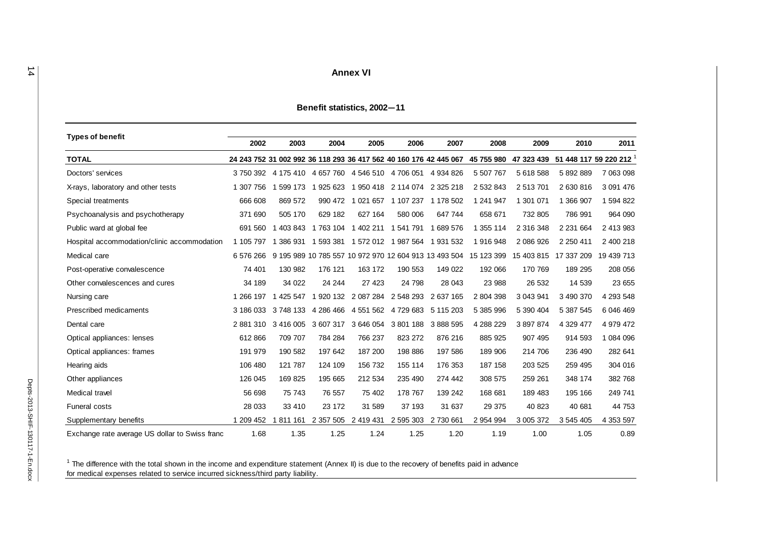## Annex VI

### Benefit statistics, 2002—11

| Types of benefit | 2002 | 2003 | 2004 | 2005 | 2006 | 2007 | 2008 | 2009 | 2010 | 2011 |
|---|---|---|---|---|---|---|---|---|---|---|
| **TOTAL** | **24 243 752** | **31 002 992** | **36 118 293** | **36 417 562** | **40 160 176** | **42 445 067** | **45 755 980** | **47 323 439** | **51 448 117** | **59 220 212** [1] |
| Doctors' services | 3 750 392 | 4 175 410 | 4 657 760 | 4 546 510 | 4 706 051 | 4 934 826 | 5 507 767 | 5 618 588 | 5 892 889 | 7 063 098 |
| X-rays, laboratory and other tests | 1 307 756 | 1 599 173 | 1 925 623 | 1 950 418 | 2 114 074 | 2 325 218 | 2 532 843 | 2 513 701 | 2 630 816 | 3 091 476 |
| Special treatments | 666 608 | 869 572 | 990 472 | 1 021 657 | 1 107 237 | 1 178 502 | 1 241 947 | 1 301 071 | 1 366 907 | 1 594 822 |
| Psychoanalysis and psychotherapy | 371 690 | 505 170 | 629 182 | 627 164 | 580 006 | 647 744 | 658 671 | 732 805 | 786 991 | 964 090 |
| Public ward at global fee | 691 560 | 1 403 843 | 1 763 104 | 1 402 211 | 1 541 791 | 1 689 576 | 1 355 114 | 2 316 348 | 2 231 664 | 2 413 983 |
| Hospital accommodation/clinic accommodation | 1 105 797 | 1 386 931 | 1 593 381 | 1 572 012 | 1 987 564 | 1 931 532 | 1 916 948 | 2 086 926 | 2 250 411 | 2 400 218 |
| Medical care | 6 576 266 | 9 195 989 | 10 785 557 | 10 972 970 | 12 604 913 | 13 493 504 | 15 123 399 | 15 403 815 | 17 337 209 | 19 439 713 |
| Post-operative convalescence | 74 401 | 130 982 | 176 121 | 163 172 | 190 553 | 149 022 | 192 066 | 170 769 | 189 295 | 208 056 |
| Other convalescences and cures | 34 189 | 34 022 | 24 244 | 27 423 | 24 798 | 28 043 | 23 988 | 26 532 | 14 539 | 23 655 |
| Nursing care | 1 266 197 | 1 425 547 | 1 920 132 | 2 087 284 | 2 548 293 | 2 637 165 | 2 804 398 | 3 043 941 | 3 490 370 | 4 293 548 |
| Prescribed medicaments | 3 186 033 | 3 748 133 | 4 286 466 | 4 551 562 | 4 729 683 | 5 115 203 | 5 385 996 | 5 390 404 | 5 387 545 | 6 046 469 |
| Dental care | 2 881 310 | 3 416 005 | 3 607 317 | 3 646 054 | 3 801 188 | 3 888 595 | 4 288 229 | 3 897 874 | 4 329 477 | 4 979 472 |
| Optical appliances: lenses | 612 866 | 709 707 | 784 284 | 766 237 | 823 272 | 876 216 | 885 925 | 907 495 | 914 593 | 1 084 096 |
| Optical appliances: frames | 191 979 | 190 582 | 197 642 | 187 200 | 198 886 | 197 586 | 189 906 | 214 706 | 236 490 | 282 641 |
| Hearing aids | 106 480 | 121 787 | 124 109 | 156 732 | 155 114 | 176 353 | 187 158 | 203 525 | 259 495 | 304 016 |
| Other appliances | 126 045 | 169 825 | 195 665 | 212 534 | 235 490 | 274 442 | 308 575 | 259 261 | 348 174 | 382 768 |
| Medical travel | 56 698 | 75 743 | 76 557 | 75 402 | 178 767 | 139 242 | 168 681 | 189 483 | 195 166 | 249 741 |
| Funeral costs | 28 033 | 33 410 | 23 172 | 31 589 | 37 193 | 31 637 | 29 375 | 40 823 | 40 681 | 44 753 |
| Supplementary benefits | 1 209 452 | 1 811 161 | 2 357 505 | 2 419 431 | 2 595 303 | 2 730 661 | 2 954 994 | 3 005 372 | 3 545 405 | 4 353 597 |
| Exchange rate average US dollar to Swiss franc | 1.68 | 1.35 | 1.25 | 1.24 | 1.25 | 1.20 | 1.19 | 1.00 | 1.05 | 0.89 |

[1] The difference with the total shown in the income and expenditure statement (Annex II) is due to the recovery of benefits paid in advance for medical expenses related to service incurred sickness/third party liability.